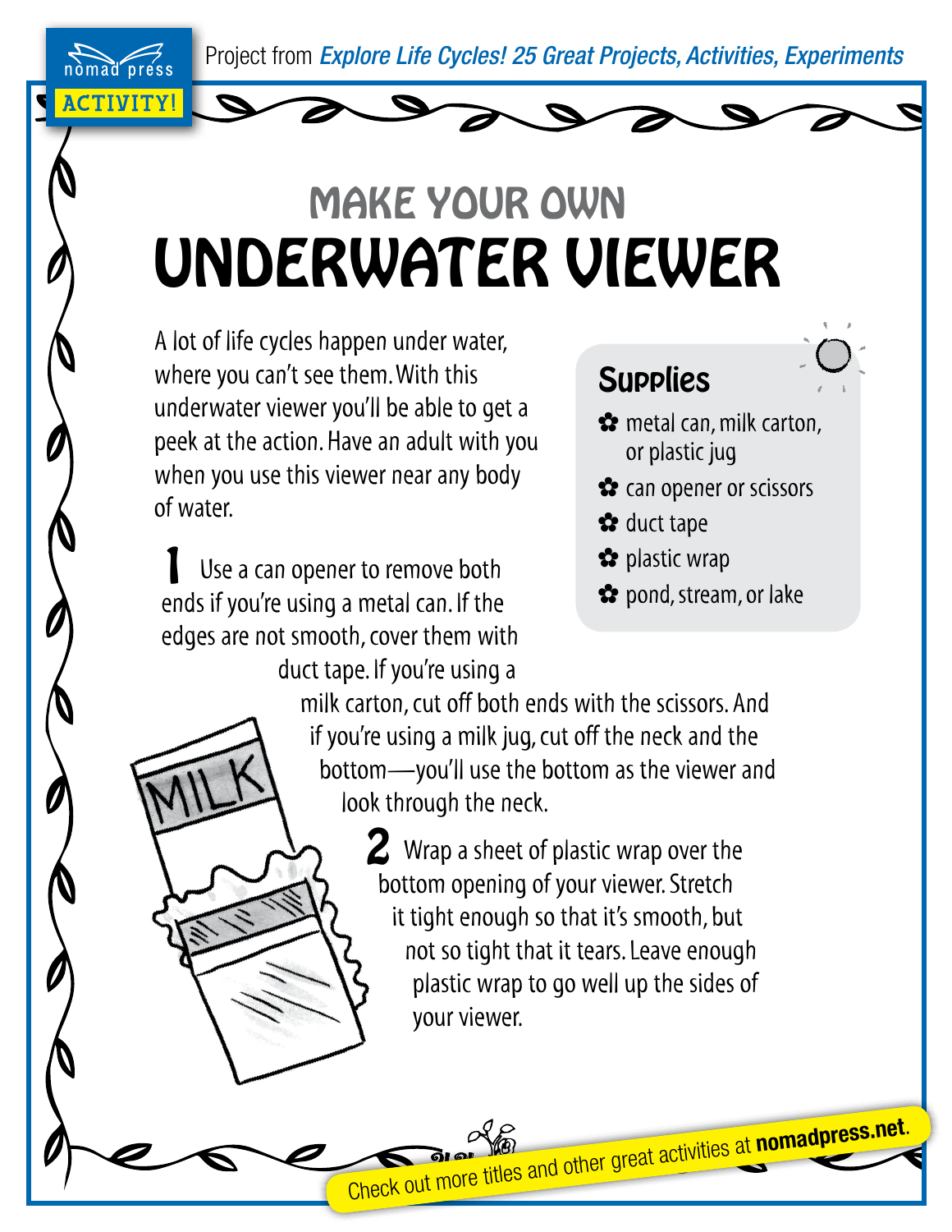Project from *Explore Life Cycles! 25 Great Projects, Activities, Experiments*

# MAKE YOUR OWN
# UNDERWATER VIEWER

A lot of life cycles happen under water, where you can't see them. With this underwater viewer you'll be able to get a peek at the action. Have an adult with you when you use this viewer near any body of water.

## Supplies

- metal can, milk carton, or plastic jug
- can opener or scissors
- duct tape
- plastic wrap
- pond, stream, or lake

**1** Use a can opener to remove both ends if you're using a metal can. If the edges are not smooth, cover them with duct tape. If you're using a milk carton, cut off both ends with the scissors. And if you're using a milk jug, cut off the neck and the bottom—you'll use the bottom as the viewer and look through the neck.

**2** Wrap a sheet of plastic wrap over the bottom opening of your viewer. Stretch it tight enough so that it's smooth, but not so tight that it tears. Leave enough plastic wrap to go well up the sides of your viewer.

Check out more titles and other great activities at **nomadpress.net**.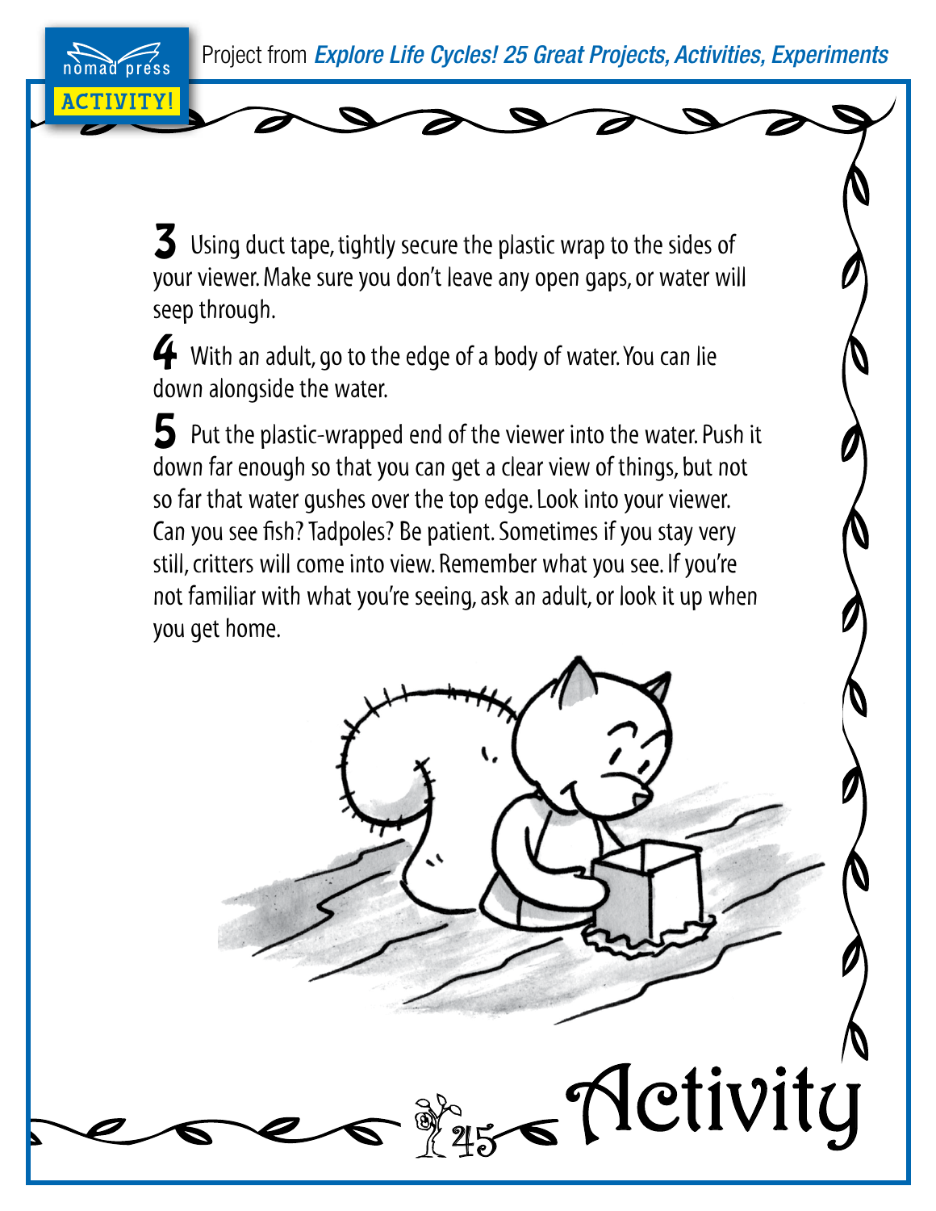3. Using duct tape, tightly secure the plastic wrap to the sides of your viewer. Make sure you don't leave any open gaps, or water will seep through.

4. With an adult, go to the edge of a body of water. You can lie down alongside the water.

5. Put the plastic-wrapped end of the viewer into the water. Push it down far enough so that you can get a clear view of things, but not so far that water gushes over the top edge. Look into your viewer. Can you see fish? Tadpoles? Be patient. Sometimes if you stay very still, critters will come into view. Remember what you see. If you're not familiar with what you're seeing, ask an adult, or look it up when you get home.